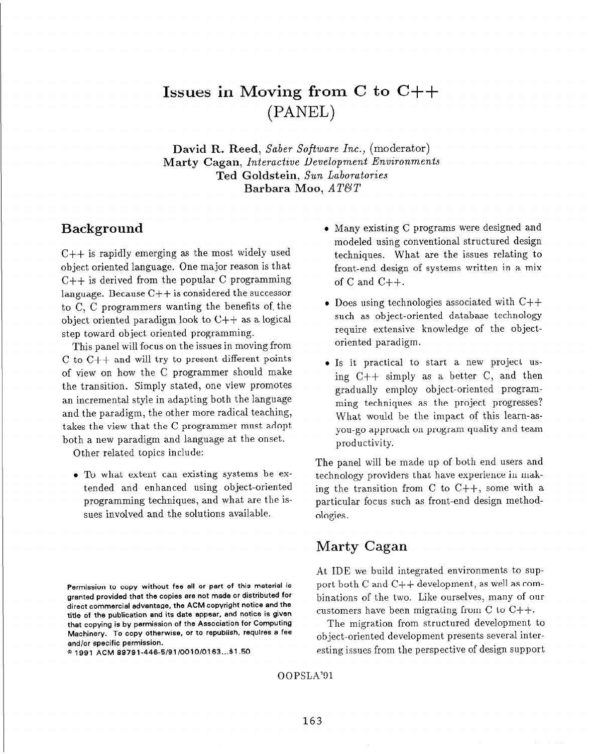# Issues in Moving from C to C++ (PANEL)

**David R. Reed**, *Saber Software Inc.,* (moderator)
**Marty Cagan**, *Interactive Development Environments*
**Ted Goldstein**, *Sun Laboratories*
**Barbara Moo**, *AT&T*

## Background

C++ is rapidly emerging as the most widely used object oriented language. One major reason is that C++ is derived from the popular C programming language. Because C++ is considered the successor to C, C programmers wanting the benefits of the object oriented paradigm look to C++ as a logical step toward object oriented programming.

This panel will focus on the issues in moving from C to C++ and will try to present different points of view on how the C programmer should make the transition. Simply stated, one view promotes an incremental style in adapting both the language and the paradigm, the other more radical teaching, takes the view that the C programmer must adopt both a new paradigm and language at the onset.

Other related topics include:

- To what extent can existing systems be extended and enhanced using object-oriented programming techniques, and what are the issues involved and the solutions available.
- Many existing C programs were designed and modeled using conventional structured design techniques. What are the issues relating to front-end design of systems written in a mix of C and C++.
- Does using technologies associated with C++ such as object-oriented database technology require extensive knowledge of the object-oriented paradigm.
- Is it practical to start a new project using C++ simply as a better C, and then gradually employ object-oriented programming techniques as the project progresses? What would be the impact of this learn-as-you-go approach on program quality and team productivity.

The panel will be made up of both end users and technology providers that have experience in making the transition from C to C++, some with a particular focus such as front-end design methodologies.

Permission to copy without fee all or part of this material is granted provided that the copies are not made or distributed for direct commercial advantage, the ACM copyright notice and the title of the publication and its date appear, and notice is given that copying is by permission of the Association for Computing Machinery. To copy otherwise, or to republish, requires a fee and/or specific permission.
© 1991 ACM 89791-446-5/91/0010/0163...$1.50

## Marty Cagan

At IDE we build integrated environments to support both C and C++ development, as well as combinations of the two. Like ourselves, many of our customers have been migrating from C to C++.

The migration from structured development to object-oriented development presents several interesting issues from the perspective of design support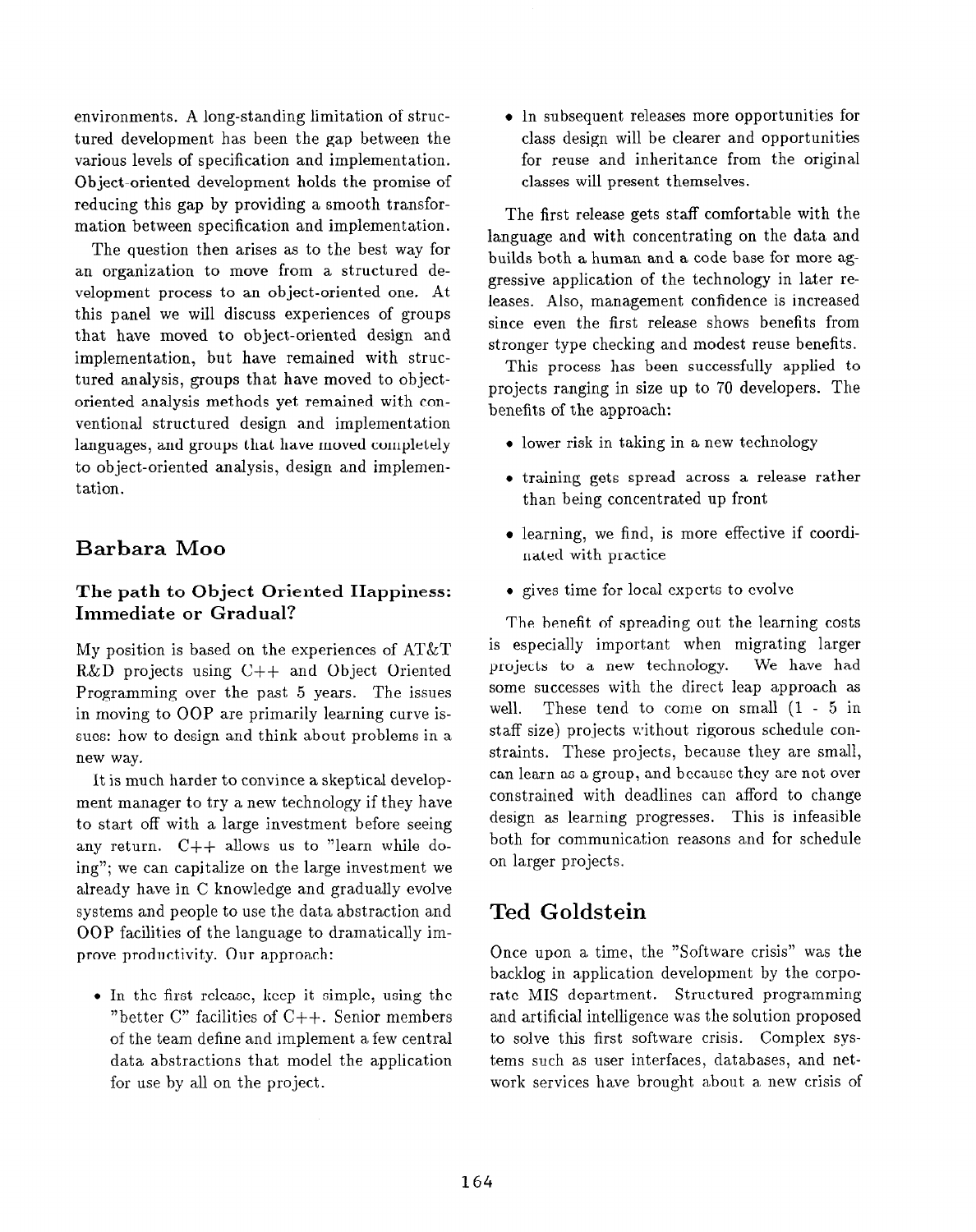environments. A long-standing limitation of structured development has been the gap between the various levels of specification and implementation. Object-oriented development holds the promise of reducing this gap by providing a smooth transformation between specification and implementation.

The question then arises as to the best way for an organization to move from a structured development process to an object-oriented one. At this panel we will discuss experiences of groups that have moved to object-oriented design and implementation, but have remained with structured analysis, groups that have moved to object-oriented analysis methods yet remained with conventional structured design and implementation languages, and groups that have moved completely to object-oriented analysis, design and implementation.

## Barbara Moo

### The path to Object Oriented Happiness: Immediate or Gradual?

My position is based on the experiences of AT&T R&D projects using C++ and Object Oriented Programming over the past 5 years. The issues in moving to OOP are primarily learning curve issues: how to design and think about problems in a new way.

It is much harder to convince a skeptical development manager to try a new technology if they have to start off with a large investment before seeing any return. C++ allows us to "learn while doing"; we can capitalize on the large investment we already have in C knowledge and gradually evolve systems and people to use the data abstraction and OOP facilities of the language to dramatically improve productivity. Our approach:

- In the first release, keep it simple, using the "better C" facilities of C++. Senior members of the team define and implement a few central data abstractions that model the application for use by all on the project.
- In subsequent releases more opportunities for class design will be clearer and opportunities for reuse and inheritance from the original classes will present themselves.

The first release gets staff comfortable with the language and with concentrating on the data and builds both a human and a code base for more aggressive application of the technology in later releases. Also, management confidence is increased since even the first release shows benefits from stronger type checking and modest reuse benefits.

This process has been successfully applied to projects ranging in size up to 70 developers. The benefits of the approach:

- lower risk in taking in a new technology
- training gets spread across a release rather than being concentrated up front
- learning, we find, is more effective if coordinated with practice
- gives time for local experts to evolve

The benefit of spreading out the learning costs is especially important when migrating larger projects to a new technology. We have had some successes with the direct leap approach as well. These tend to come on small (1 - 5 in staff size) projects without rigorous schedule constraints. These projects, because they are small, can learn as a group, and because they are not over constrained with deadlines can afford to change design as learning progresses. This is infeasible both for communication reasons and for schedule on larger projects.

## Ted Goldstein

Once upon a time, the "Software crisis" was the backlog in application development by the corporate MIS department. Structured programming and artificial intelligence was the solution proposed to solve this first software crisis. Complex systems such as user interfaces, databases, and network services have brought about a new crisis of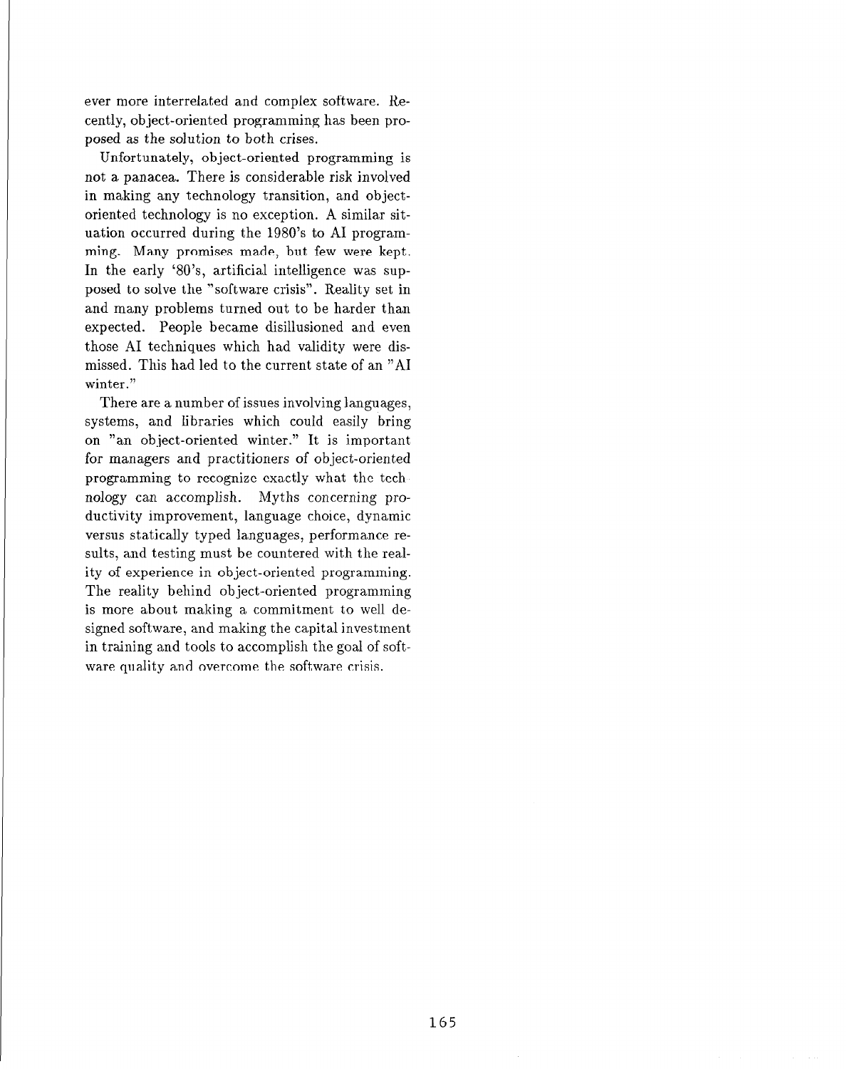ever more interrelated and complex software. Recently, object-oriented programming has been proposed as the solution to both crises.

Unfortunately, object-oriented programming is not a panacea. There is considerable risk involved in making any technology transition, and object-oriented technology is no exception. A similar situation occurred during the 1980's to AI programming. Many promises made, but few were kept. In the early '80's, artificial intelligence was supposed to solve the "software crisis". Reality set in and many problems turned out to be harder than expected. People became disillusioned and even those AI techniques which had validity were dismissed. This had led to the current state of an "AI winter."

There are a number of issues involving languages, systems, and libraries which could easily bring on "an object-oriented winter." It is important for managers and practitioners of object-oriented programming to recognize exactly what the technology can accomplish. Myths concerning productivity improvement, language choice, dynamic versus statically typed languages, performance results, and testing must be countered with the reality of experience in object-oriented programming. The reality behind object-oriented programming is more about making a commitment to well designed software, and making the capital investment in training and tools to accomplish the goal of software quality and overcome the software crisis.